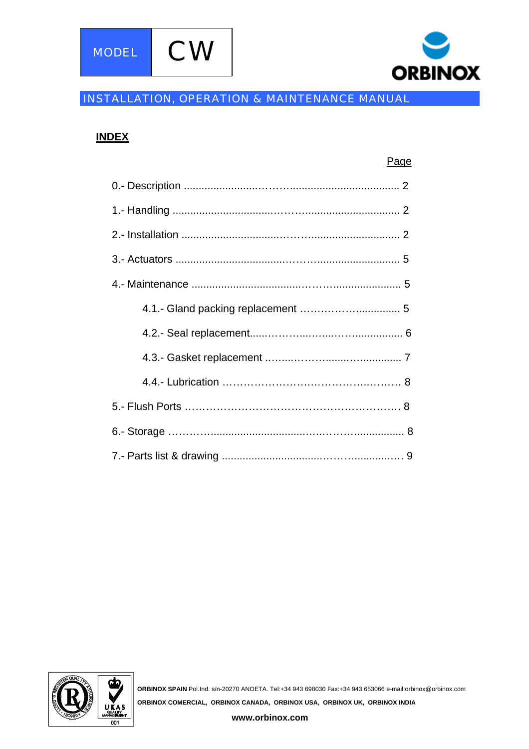MODEL CW

ORBINOX

INSTALLATION, OPERATION & MAINTENANCE MANUAL

## INDEX

| | Page |
|---|---|
| 0.- Description | 2 |
| 1.- Handling | 2 |
| 2.- Installation | 2 |
| 3.- Actuators | 5 |
| 4.- Maintenance | 5 |
| 4.1.- Gland packing replacement | 5 |
| 4.2.- Seal replacement | 6 |
| 4.3.- Gasket replacement | 7 |
| 4.4.- Lubrication | 8 |
| 5.- Flush Ports | 8 |
| 6.- Storage | 8 |
| 7.- Parts list & drawing | 9 |

**ORBINOX SPAIN** Pol.Ind. s/n-20270 ANOETA. Tel:+34 943 698030 Fax:+34 943 653066 e-mail:orbinox@orbinox.com

**ORBINOX COMERCIAL, ORBINOX CANADA, ORBINOX USA, ORBINOX UK, ORBINOX INDIA**

**www.orbinox.com**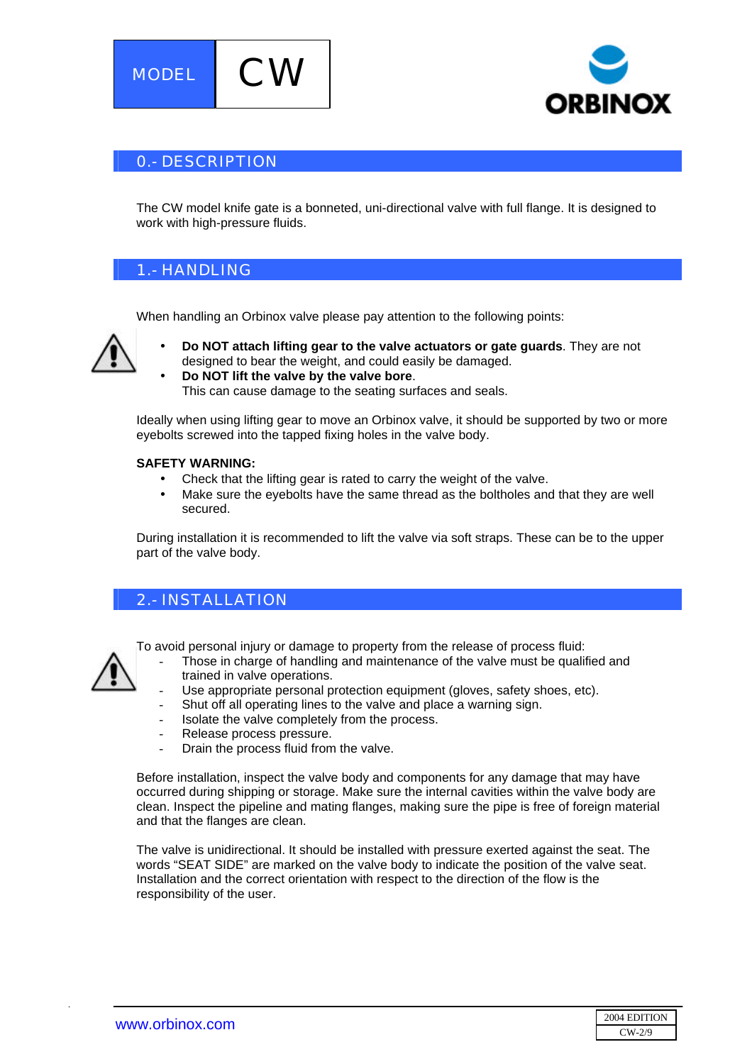MODEL CW

ORBINOX

## 0.- DESCRIPTION

The CW model knife gate is a bonneted, uni-directional valve with full flange. It is designed to work with high-pressure fluids.

## 1.- HANDLING

When handling an Orbinox valve please pay attention to the following points:

- **Do NOT attach lifting gear to the valve actuators or gate guards**. They are not designed to bear the weight, and could easily be damaged.
- **Do NOT lift the valve by the valve bore**.
  This can cause damage to the seating surfaces and seals.

Ideally when using lifting gear to move an Orbinox valve, it should be supported by two or more eyebolts screwed into the tapped fixing holes in the valve body.

**SAFETY WARNING:**

- Check that the lifting gear is rated to carry the weight of the valve.
- Make sure the eyebolts have the same thread as the boltholes and that they are well secured.

During installation it is recommended to lift the valve via soft straps. These can be to the upper part of the valve body.

## 2.- INSTALLATION

To avoid personal injury or damage to property from the release of process fluid:

- Those in charge of handling and maintenance of the valve must be qualified and trained in valve operations.
- Use appropriate personal protection equipment (gloves, safety shoes, etc).
- Shut off all operating lines to the valve and place a warning sign.
- Isolate the valve completely from the process.
- Release process pressure.
- Drain the process fluid from the valve.

Before installation, inspect the valve body and components for any damage that may have occurred during shipping or storage. Make sure the internal cavities within the valve body are clean. Inspect the pipeline and mating flanges, making sure the pipe is free of foreign material and that the flanges are clean.

The valve is unidirectional. It should be installed with pressure exerted against the seat. The words “SEAT SIDE” are marked on the valve body to indicate the position of the valve seat. Installation and the correct orientation with respect to the direction of the flow is the responsibility of the user.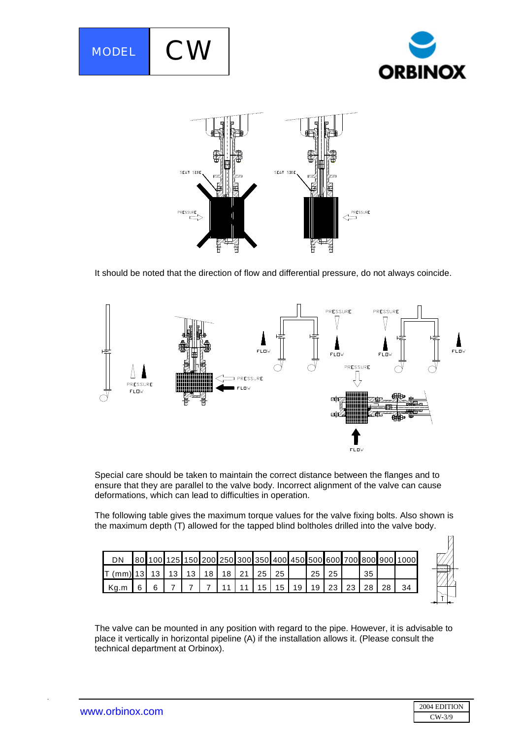It should be noted that the direction of flow and differential pressure, do not always coincide.

Special care should be taken to maintain the correct distance between the flanges and to ensure that they are parallel to the valve body. Incorrect alignment of the valve can cause deformations, which can lead to difficulties in operation.

The following table gives the maximum torque values for the valve fixing bolts. Also shown is the maximum depth (T) allowed for the tapped blind boltholes drilled into the valve body.

| DN | 80 | 100 | 125 | 150 | 200 | 250 | 300 | 350 | 400 | 450 | 500 | 600 | 700 | 800 | 900 | 1000 |
|---|---|---|---|---|---|---|---|---|---|---|---|---|---|---|---|---|
| T (mm) | 13 | 13 | 13 | 13 | 18 | 18 | 21 | 25 | 25 | | 25 | 25 | | 35 | | |
| Kg.m | 6 | 6 | 7 | 7 | 7 | 11 | 11 | 15 | 15 | 19 | 19 | 23 | 23 | 28 | 28 | 34 |

The valve can be mounted in any position with regard to the pipe. However, it is advisable to place it vertically in horizontal pipeline (A) if the installation allows it. (Please consult the technical department at Orbinox).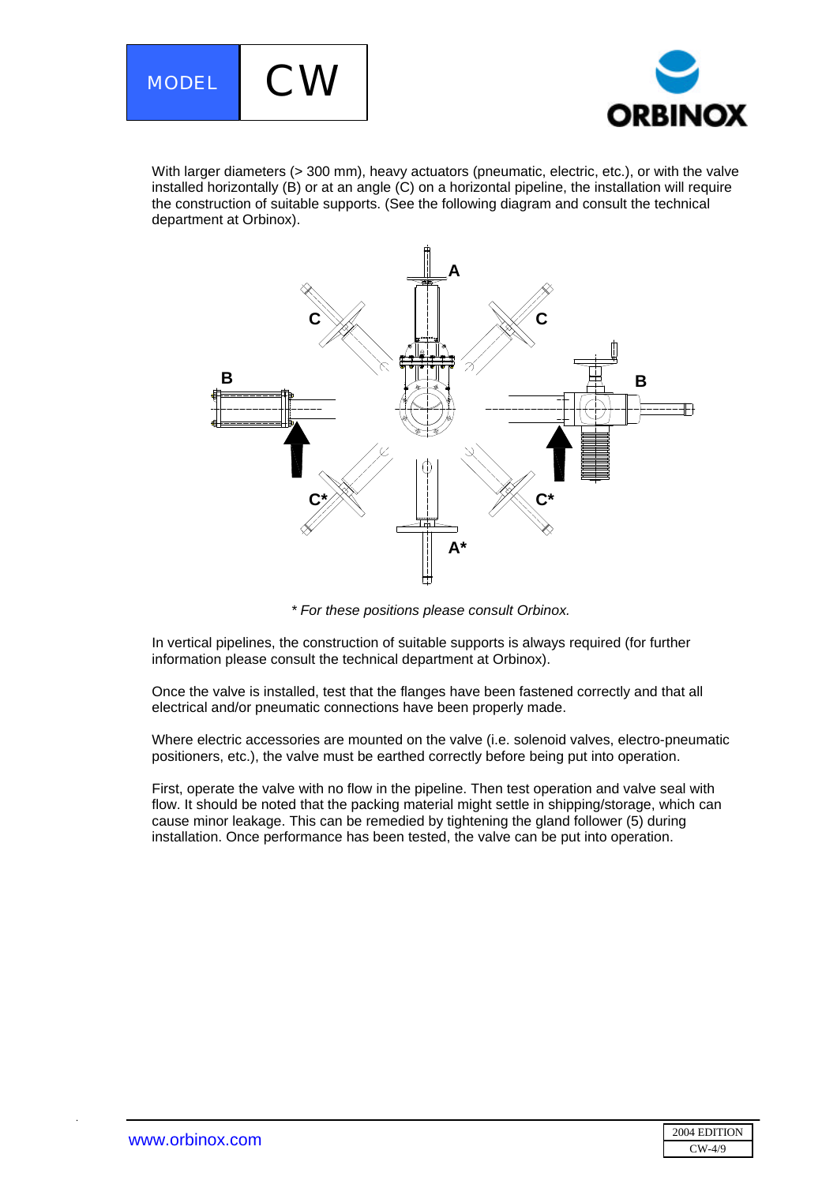With larger diameters (> 300 mm), heavy actuators (pneumatic, electric, etc.), or with the valve installed horizontally (B) or at an angle (C) on a horizontal pipeline, the installation will require the construction of suitable supports. (See the following diagram and consult the technical department at Orbinox).

*\* For these positions please consult Orbinox.*

In vertical pipelines, the construction of suitable supports is always required (for further information please consult the technical department at Orbinox).

Once the valve is installed, test that the flanges have been fastened correctly and that all electrical and/or pneumatic connections have been properly made.

Where electric accessories are mounted on the valve (i.e. solenoid valves, electro-pneumatic positioners, etc.), the valve must be earthed correctly before being put into operation.

First, operate the valve with no flow in the pipeline. Then test operation and valve seal with flow. It should be noted that the packing material might settle in shipping/storage, which can cause minor leakage. This can be remedied by tightening the gland follower (5) during installation. Once performance has been tested, the valve can be put into operation.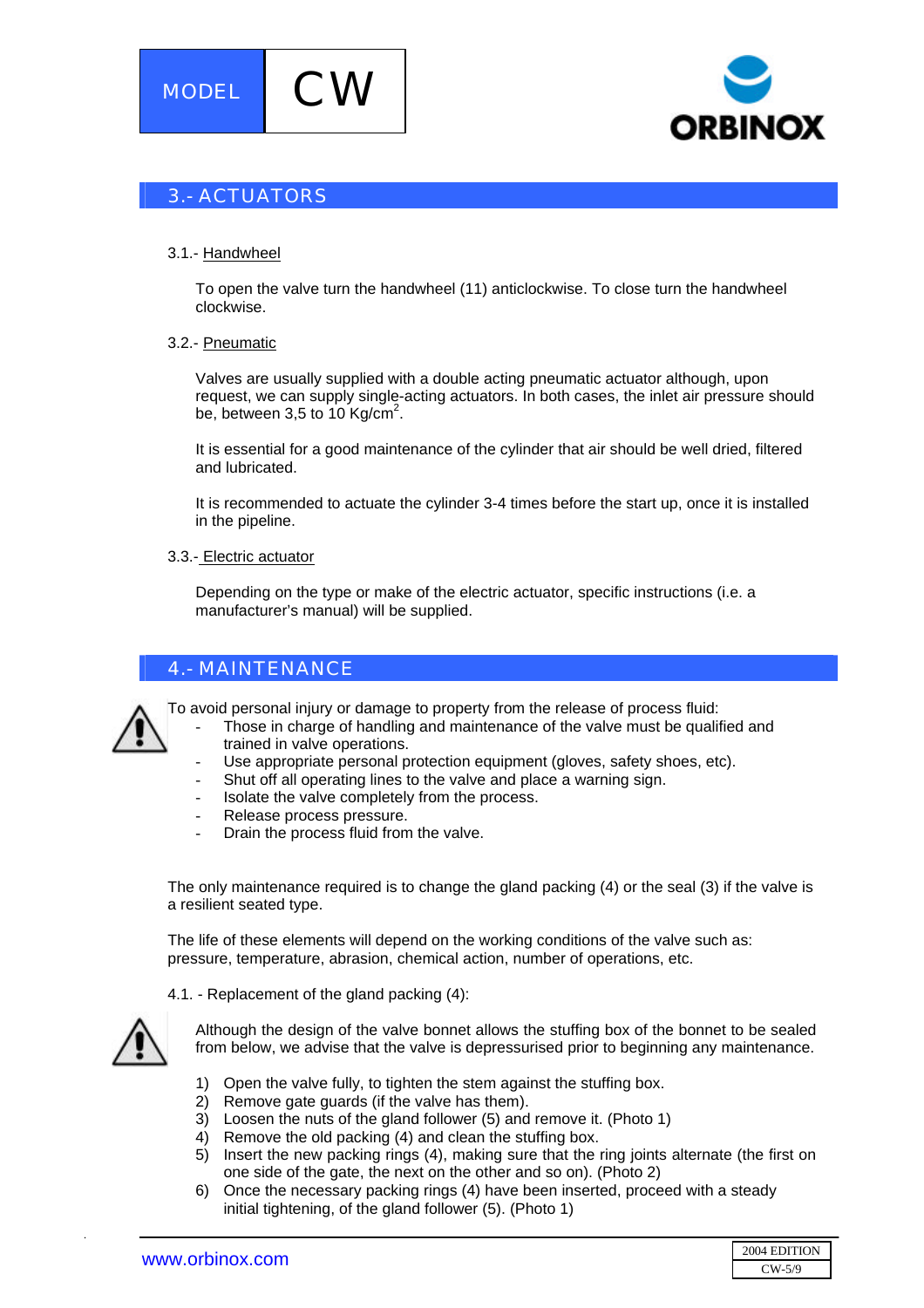## 3.- ACTUATORS

3.1.- Handwheel

To open the valve turn the handwheel (11) anticlockwise. To close turn the handwheel clockwise.

3.2.- Pneumatic

Valves are usually supplied with a double acting pneumatic actuator although, upon request, we can supply single-acting actuators. In both cases, the inlet air pressure should be, between 3,5 to 10 Kg/cm$^2$.

It is essential for a good maintenance of the cylinder that air should be well dried, filtered and lubricated.

It is recommended to actuate the cylinder 3-4 times before the start up, once it is installed in the pipeline.

3.3.- Electric actuator

Depending on the type or make of the electric actuator, specific instructions (i.e. a manufacturer's manual) will be supplied.

## 4.- MAINTENANCE

To avoid personal injury or damage to property from the release of process fluid:

- Those in charge of handling and maintenance of the valve must be qualified and trained in valve operations.
- Use appropriate personal protection equipment (gloves, safety shoes, etc).
- Shut off all operating lines to the valve and place a warning sign.
- Isolate the valve completely from the process.
- Release process pressure.
- Drain the process fluid from the valve.

The only maintenance required is to change the gland packing (4) or the seal (3) if the valve is a resilient seated type.

The life of these elements will depend on the working conditions of the valve such as: pressure, temperature, abrasion, chemical action, number of operations, etc.

4.1. - Replacement of the gland packing (4):

Although the design of the valve bonnet allows the stuffing box of the bonnet to be sealed from below, we advise that the valve is depressurised prior to beginning any maintenance.

1) Open the valve fully, to tighten the stem against the stuffing box.
2) Remove gate guards (if the valve has them).
3) Loosen the nuts of the gland follower (5) and remove it. (Photo 1)
4) Remove the old packing (4) and clean the stuffing box.
5) Insert the new packing rings (4), making sure that the ring joints alternate (the first on one side of the gate, the next on the other and so on). (Photo 2)
6) Once the necessary packing rings (4) have been inserted, proceed with a steady initial tightening, of the gland follower (5). (Photo 1)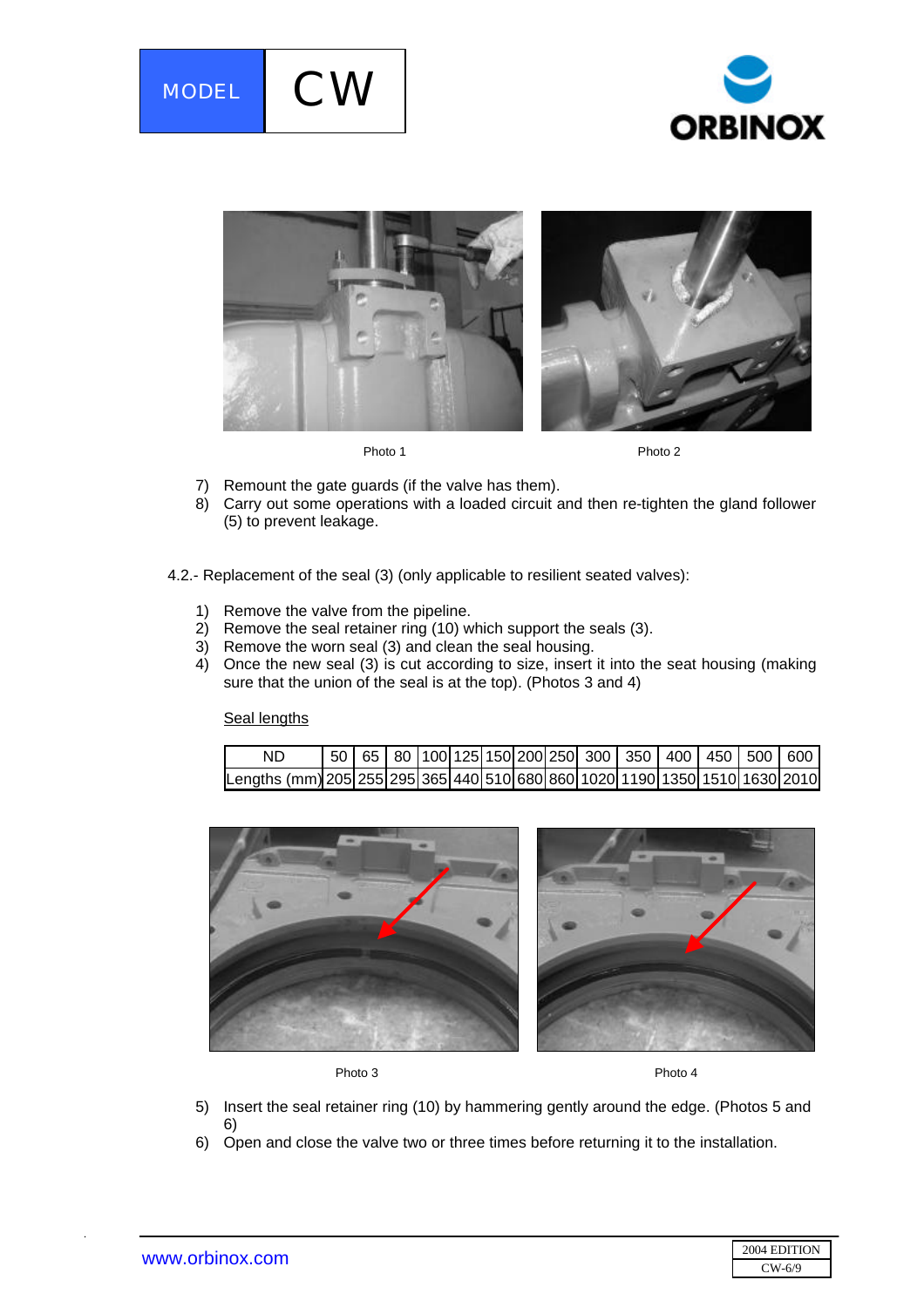Photo 1

Photo 2

7) Remount the gate guards (if the valve has them).
8) Carry out some operations with a loaded circuit and then re-tighten the gland follower (5) to prevent leakage.

4.2.- Replacement of the seal (3) (only applicable to resilient seated valves):

1) Remove the valve from the pipeline.
2) Remove the seal retainer ring (10) which support the seals (3).
3) Remove the worn seal (3) and clean the seal housing.
4) Once the new seal (3) is cut according to size, insert it into the seat housing (making sure that the union of the seal is at the top). (Photos 3 and 4)

Seal lengths

| ND | 50 | 65 | 80 | 100 | 125 | 150 | 200 | 250 | 300 | 350 | 400 | 450 | 500 | 600 |
|---|---|---|---|---|---|---|---|---|---|---|---|---|---|---|
| Lengths (mm) | 205 | 255 | 295 | 365 | 440 | 510 | 680 | 860 | 1020 | 1190 | 1350 | 1510 | 1630 | 2010 |

Photo 3

Photo 4

5) Insert the seal retainer ring (10) by hammering gently around the edge. (Photos 5 and 6)
6) Open and close the valve two or three times before returning it to the installation.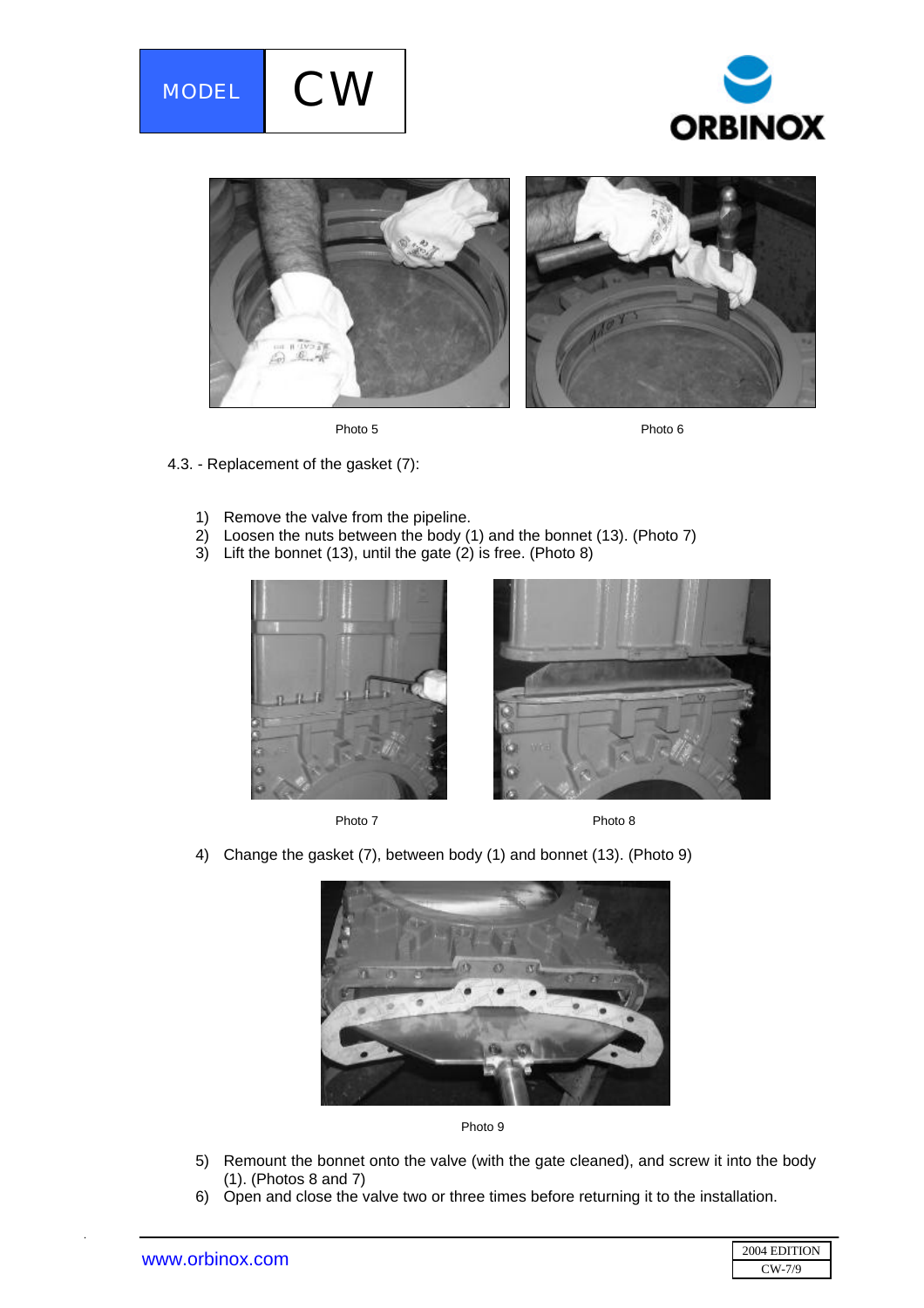Photo 5

Photo 6

4.3. - Replacement of the gasket (7):

1) Remove the valve from the pipeline.
2) Loosen the nuts between the body (1) and the bonnet (13). (Photo 7)
3) Lift the bonnet (13), until the gate (2) is free. (Photo 8)

Photo 7

Photo 8

4) Change the gasket (7), between body (1) and bonnet (13). (Photo 9)

Photo 9

5) Remount the bonnet onto the valve (with the gate cleaned), and screw it into the body (1). (Photos 8 and 7)
6) Open and close the valve two or three times before returning it to the installation.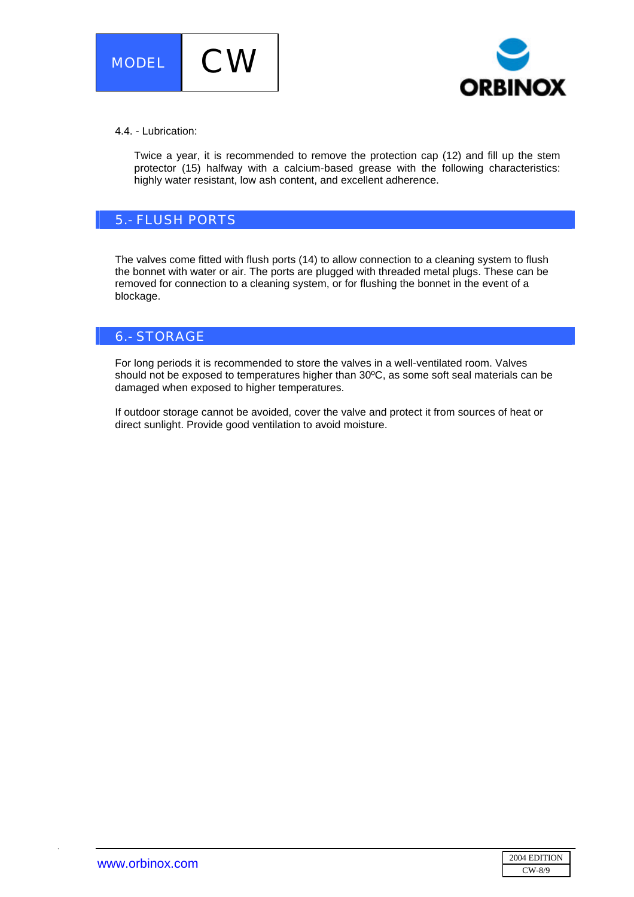4.4. - Lubrication:

Twice a year, it is recommended to remove the protection cap (12) and fill up the stem protector (15) halfway with a calcium-based grease with the following characteristics: highly water resistant, low ash content, and excellent adherence.

## 5.- FLUSH PORTS

The valves come fitted with flush ports (14) to allow connection to a cleaning system to flush the bonnet with water or air. The ports are plugged with threaded metal plugs. These can be removed for connection to a cleaning system, or for flushing the bonnet in the event of a blockage.

## 6.- STORAGE

For long periods it is recommended to store the valves in a well-ventilated room. Valves should not be exposed to temperatures higher than 30ºC, as some soft seal materials can be damaged when exposed to higher temperatures.

If outdoor storage cannot be avoided, cover the valve and protect it from sources of heat or direct sunlight. Provide good ventilation to avoid moisture.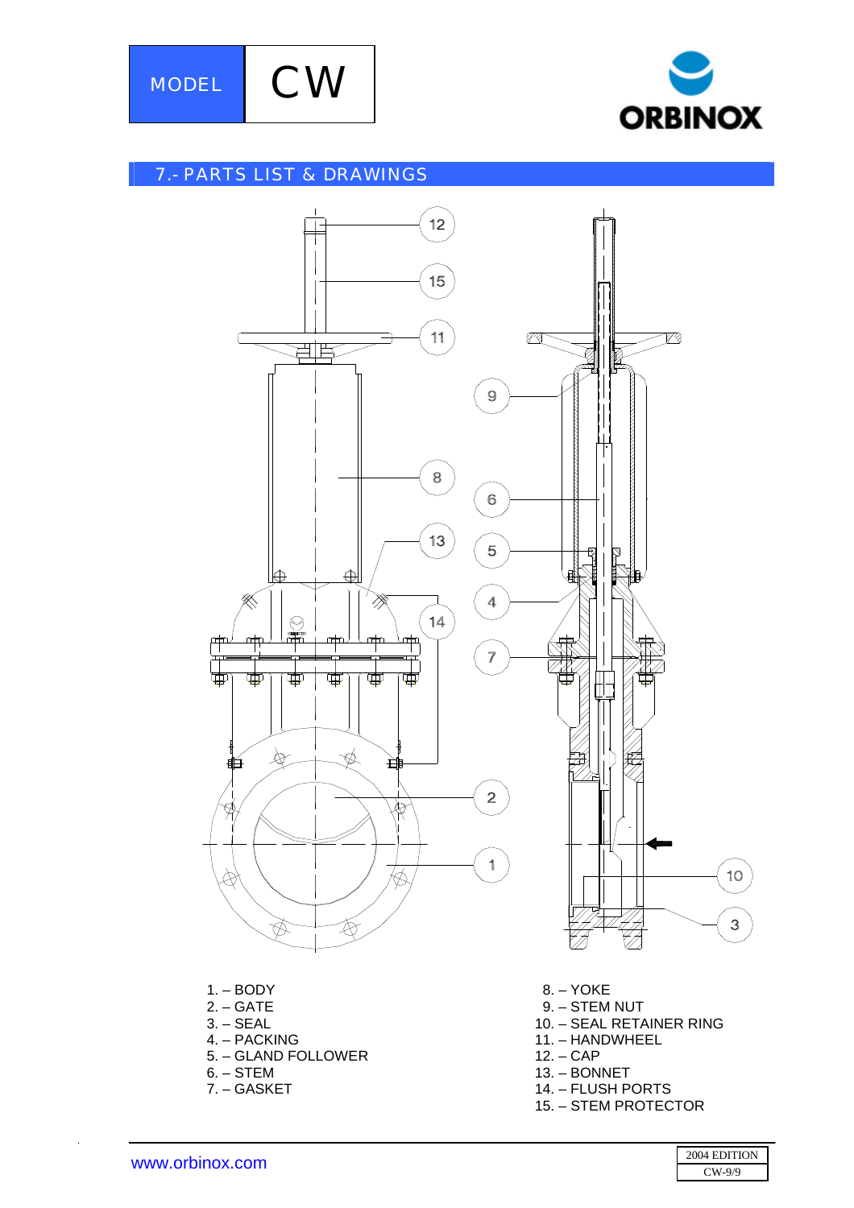MODEL CW

ORBINOX

## 7.- PARTS LIST & DRAWINGS

12
15
11
9
8
6
13
5
4
14
7
2
1
10
3

1. – BODY
2. – GATE
3. – SEAL
4. – PACKING
5. – GLAND FOLLOWER
6. – STEM
7. – GASKET
8. – YOKE
9. – STEM NUT
10. – SEAL RETAINER RING
11. – HANDWHEEL
12. – CAP
13. – BONNET
14. – FLUSH PORTS
15. – STEM PROTECTOR

www.orbinox.com

2004 EDITION